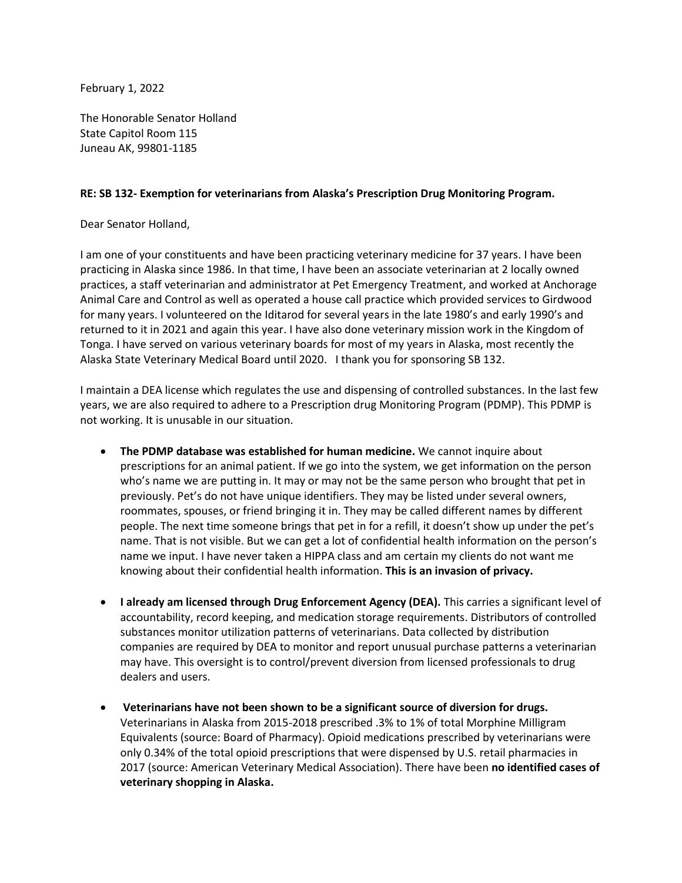February 1, 2022

The Honorable Senator Holland
State Capitol Room 115
Juneau AK, 99801-1185

**RE: SB 132- Exemption for veterinarians from Alaska's Prescription Drug Monitoring Program.**

Dear Senator Holland,

I am one of your constituents and have been practicing veterinary medicine for 37 years. I have been practicing in Alaska since 1986. In that time, I have been an associate veterinarian at 2 locally owned practices, a staff veterinarian and administrator at Pet Emergency Treatment, and worked at Anchorage Animal Care and Control as well as operated a house call practice which provided services to Girdwood for many years. I volunteered on the Iditarod for several years in the late 1980's and early 1990's and returned to it in 2021 and again this year. I have also done veterinary mission work in the Kingdom of Tonga. I have served on various veterinary boards for most of my years in Alaska, most recently the Alaska State Veterinary Medical Board until 2020. I thank you for sponsoring SB 132.

I maintain a DEA license which regulates the use and dispensing of controlled substances. In the last few years, we are also required to adhere to a Prescription drug Monitoring Program (PDMP). This PDMP is not working. It is unusable in our situation.

- **The PDMP database was established for human medicine.** We cannot inquire about prescriptions for an animal patient. If we go into the system, we get information on the person who's name we are putting in. It may or may not be the same person who brought that pet in previously. Pet's do not have unique identifiers. They may be listed under several owners, roommates, spouses, or friend bringing it in. They may be called different names by different people. The next time someone brings that pet in for a refill, it doesn't show up under the pet's name. That is not visible. But we can get a lot of confidential health information on the person's name we input. I have never taken a HIPPA class and am certain my clients do not want me knowing about their confidential health information. **This is an invasion of privacy.**

- **I already am licensed through Drug Enforcement Agency (DEA).** This carries a significant level of accountability, record keeping, and medication storage requirements. Distributors of controlled substances monitor utilization patterns of veterinarians. Data collected by distribution companies are required by DEA to monitor and report unusual purchase patterns a veterinarian may have. This oversight is to control/prevent diversion from licensed professionals to drug dealers and users.

- **Veterinarians have not been shown to be a significant source of diversion for drugs.** Veterinarians in Alaska from 2015-2018 prescribed .3% to 1% of total Morphine Milligram Equivalents (source: Board of Pharmacy). Opioid medications prescribed by veterinarians were only 0.34% of the total opioid prescriptions that were dispensed by U.S. retail pharmacies in 2017 (source: American Veterinary Medical Association). There have been **no identified cases of veterinary shopping in Alaska.**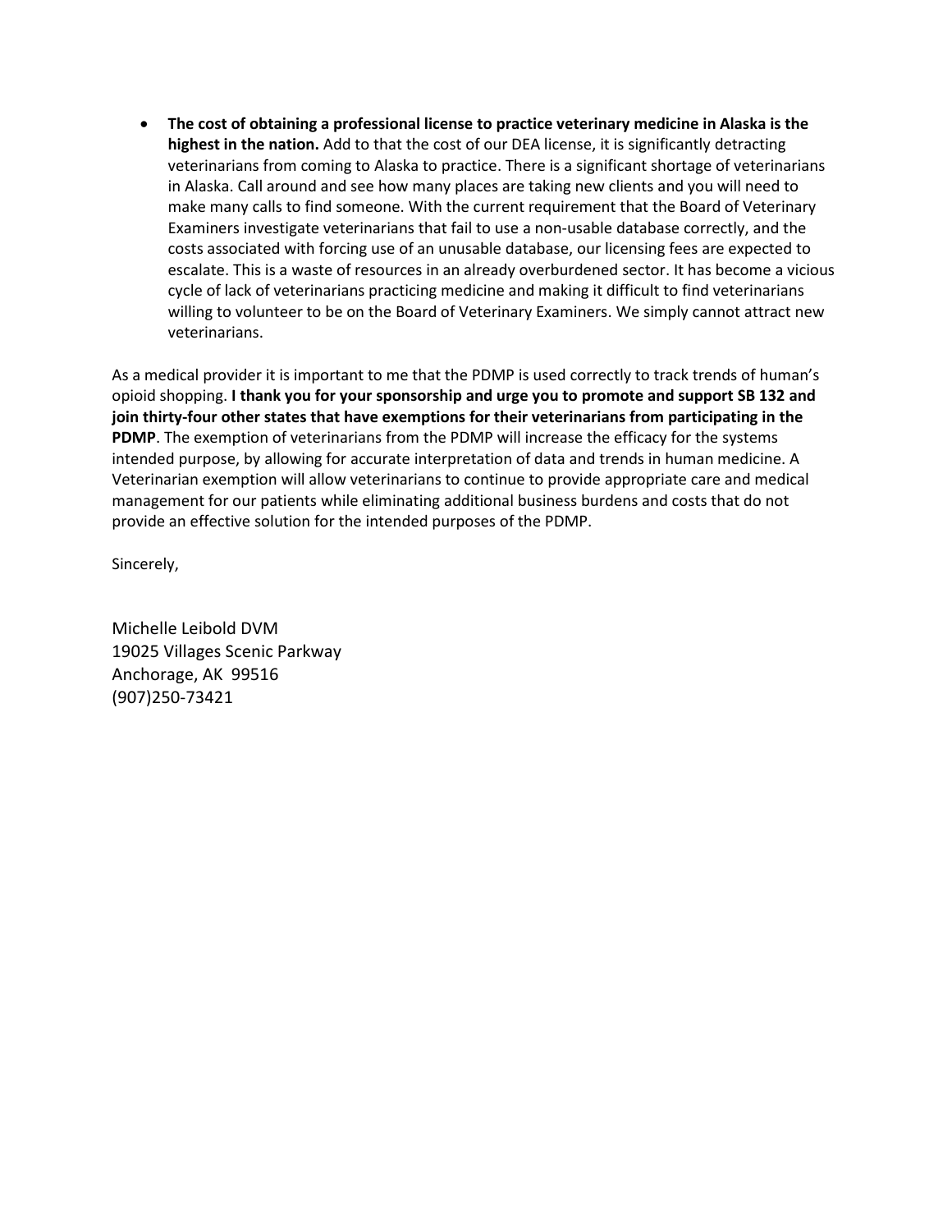- **The cost of obtaining a professional license to practice veterinary medicine in Alaska is the highest in the nation.** Add to that the cost of our DEA license, it is significantly detracting veterinarians from coming to Alaska to practice. There is a significant shortage of veterinarians in Alaska. Call around and see how many places are taking new clients and you will need to make many calls to find someone. With the current requirement that the Board of Veterinary Examiners investigate veterinarians that fail to use a non-usable database correctly, and the costs associated with forcing use of an unusable database, our licensing fees are expected to escalate. This is a waste of resources in an already overburdened sector. It has become a vicious cycle of lack of veterinarians practicing medicine and making it difficult to find veterinarians willing to volunteer to be on the Board of Veterinary Examiners. We simply cannot attract new veterinarians.

As a medical provider it is important to me that the PDMP is used correctly to track trends of human's opioid shopping. **I thank you for your sponsorship and urge you to promote and support SB 132 and join thirty-four other states that have exemptions for their veterinarians from participating in the PDMP**. The exemption of veterinarians from the PDMP will increase the efficacy for the systems intended purpose, by allowing for accurate interpretation of data and trends in human medicine. A Veterinarian exemption will allow veterinarians to continue to provide appropriate care and medical management for our patients while eliminating additional business burdens and costs that do not provide an effective solution for the intended purposes of the PDMP.

Sincerely,

Michelle Leibold DVM
19025 Villages Scenic Parkway
Anchorage, AK 99516
(907)250-73421